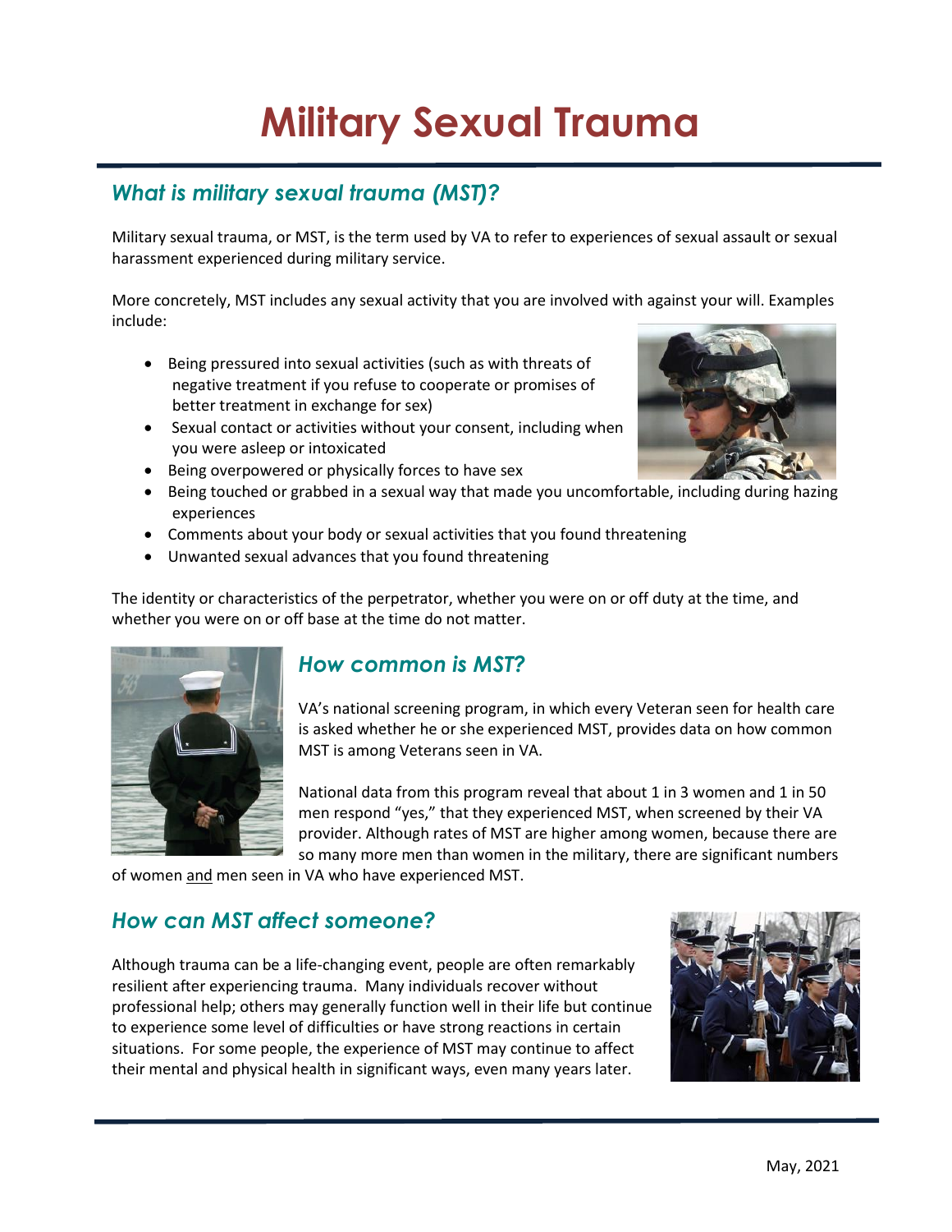# Military Sexual Trauma

## *What is military sexual trauma (MST)?*

Military sexual trauma, or MST, is the term used by VA to refer to experiences of sexual assault or sexual harassment experienced during military service.

More concretely, MST includes any sexual activity that you are involved with against your will. Examples include:

- Being pressured into sexual activities (such as with threats of negative treatment if you refuse to cooperate or promises of better treatment in exchange for sex)
- Sexual contact or activities without your consent, including when you were asleep or intoxicated
- Being overpowered or physically forces to have sex
- Being touched or grabbed in a sexual way that made you uncomfortable, including during hazing experiences
- Comments about your body or sexual activities that you found threatening
- Unwanted sexual advances that you found threatening

The identity or characteristics of the perpetrator, whether you were on or off duty at the time, and whether you were on or off base at the time do not matter.

## *How common is MST?*

VA's national screening program, in which every Veteran seen for health care is asked whether he or she experienced MST, provides data on how common MST is among Veterans seen in VA.

National data from this program reveal that about 1 in 3 women and 1 in 50 men respond "yes," that they experienced MST, when screened by their VA provider. Although rates of MST are higher among women, because there are so many more men than women in the military, there are significant numbers of women and men seen in VA who have experienced MST.

## *How can MST affect someone?*

Although trauma can be a life-changing event, people are often remarkably resilient after experiencing trauma. Many individuals recover without professional help; others may generally function well in their life but continue to experience some level of difficulties or have strong reactions in certain situations. For some people, the experience of MST may continue to affect their mental and physical health in significant ways, even many years later.

May, 2021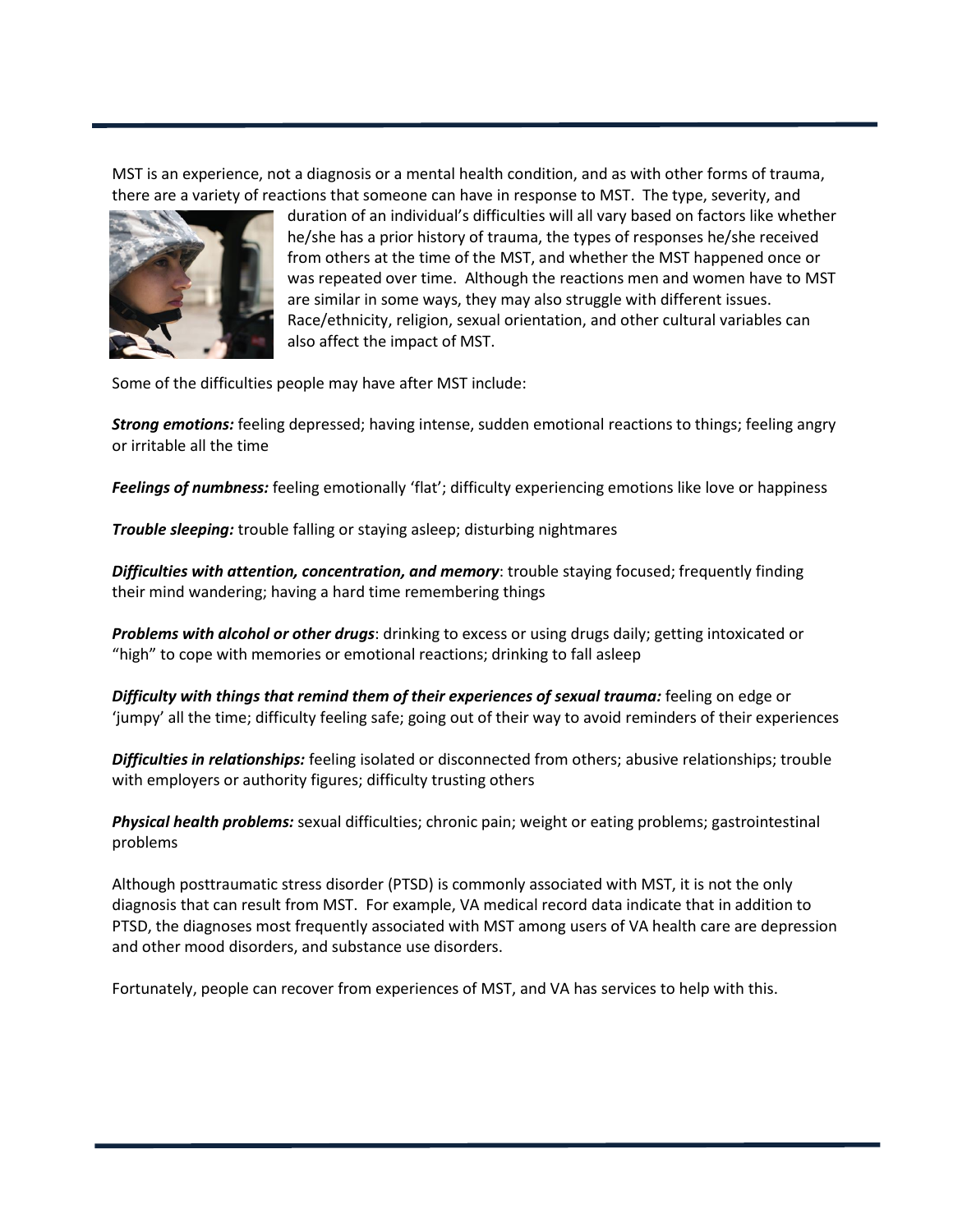MST is an experience, not a diagnosis or a mental health condition, and as with other forms of trauma, there are a variety of reactions that someone can have in response to MST. The type, severity, and duration of an individual's difficulties will all vary based on factors like whether he/she has a prior history of trauma, the types of responses he/she received from others at the time of the MST, and whether the MST happened once or was repeated over time. Although the reactions men and women have to MST are similar in some ways, they may also struggle with different issues. Race/ethnicity, religion, sexual orientation, and other cultural variables can also affect the impact of MST.

Some of the difficulties people may have after MST include:

***Strong emotions:*** feeling depressed; having intense, sudden emotional reactions to things; feeling angry or irritable all the time

***Feelings of numbness:*** feeling emotionally 'flat'; difficulty experiencing emotions like love or happiness

***Trouble sleeping:*** trouble falling or staying asleep; disturbing nightmares

***Difficulties with attention, concentration, and memory***: trouble staying focused; frequently finding their mind wandering; having a hard time remembering things

***Problems with alcohol or other drugs***: drinking to excess or using drugs daily; getting intoxicated or "high" to cope with memories or emotional reactions; drinking to fall asleep

***Difficulty with things that remind them of their experiences of sexual trauma:*** feeling on edge or 'jumpy' all the time; difficulty feeling safe; going out of their way to avoid reminders of their experiences

***Difficulties in relationships:*** feeling isolated or disconnected from others; abusive relationships; trouble with employers or authority figures; difficulty trusting others

***Physical health problems:*** sexual difficulties; chronic pain; weight or eating problems; gastrointestinal problems

Although posttraumatic stress disorder (PTSD) is commonly associated with MST, it is not the only diagnosis that can result from MST. For example, VA medical record data indicate that in addition to PTSD, the diagnoses most frequently associated with MST among users of VA health care are depression and other mood disorders, and substance use disorders.

Fortunately, people can recover from experiences of MST, and VA has services to help with this.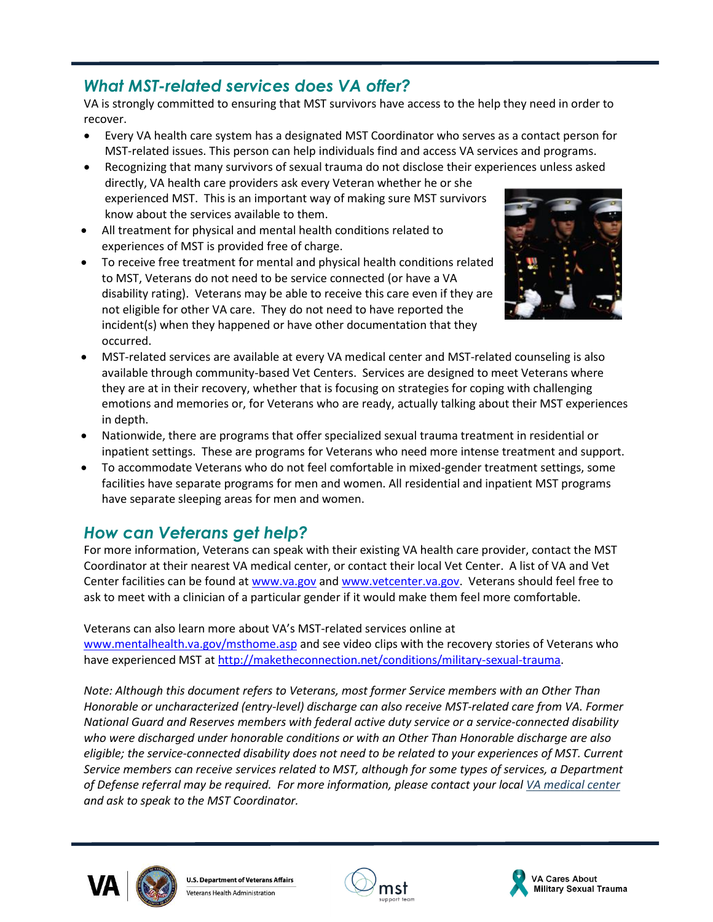## *What MST-related services does VA offer?*

VA is strongly committed to ensuring that MST survivors have access to the help they need in order to recover.

- Every VA health care system has a designated MST Coordinator who serves as a contact person for MST-related issues. This person can help individuals find and access VA services and programs.
- Recognizing that many survivors of sexual trauma do not disclose their experiences unless asked directly, VA health care providers ask every Veteran whether he or she experienced MST. This is an important way of making sure MST survivors know about the services available to them.
- All treatment for physical and mental health conditions related to experiences of MST is provided free of charge.
- To receive free treatment for mental and physical health conditions related to MST, Veterans do not need to be service connected (or have a VA disability rating). Veterans may be able to receive this care even if they are not eligible for other VA care. They do not need to have reported the incident(s) when they happened or have other documentation that they occurred.
- MST-related services are available at every VA medical center and MST-related counseling is also available through community-based Vet Centers. Services are designed to meet Veterans where they are at in their recovery, whether that is focusing on strategies for coping with challenging emotions and memories or, for Veterans who are ready, actually talking about their MST experiences in depth.
- Nationwide, there are programs that offer specialized sexual trauma treatment in residential or inpatient settings. These are programs for Veterans who need more intense treatment and support.
- To accommodate Veterans who do not feel comfortable in mixed-gender treatment settings, some facilities have separate programs for men and women. All residential and inpatient MST programs have separate sleeping areas for men and women.

## *How can Veterans get help?*

For more information, Veterans can speak with their existing VA health care provider, contact the MST Coordinator at their nearest VA medical center, or contact their local Vet Center. A list of VA and Vet Center facilities can be found at www.va.gov and www.vetcenter.va.gov. Veterans should feel free to ask to meet with a clinician of a particular gender if it would make them feel more comfortable.

Veterans can also learn more about VA's MST-related services online at www.mentalhealth.va.gov/msthome.asp and see video clips with the recovery stories of Veterans who have experienced MST at http://maketheconnection.net/conditions/military-sexual-trauma.

*Note: Although this document refers to Veterans, most former Service members with an Other Than Honorable or uncharacterized (entry-level) discharge can also receive MST-related care from VA. Former National Guard and Reserves members with federal active duty service or a service-connected disability who were discharged under honorable conditions or with an Other Than Honorable discharge are also eligible; the service-connected disability does not need to be related to your experiences of MST. Current Service members can receive services related to MST, although for some types of services, a Department of Defense referral may be required. For more information, please contact your local VA medical center and ask to speak to the MST Coordinator.*